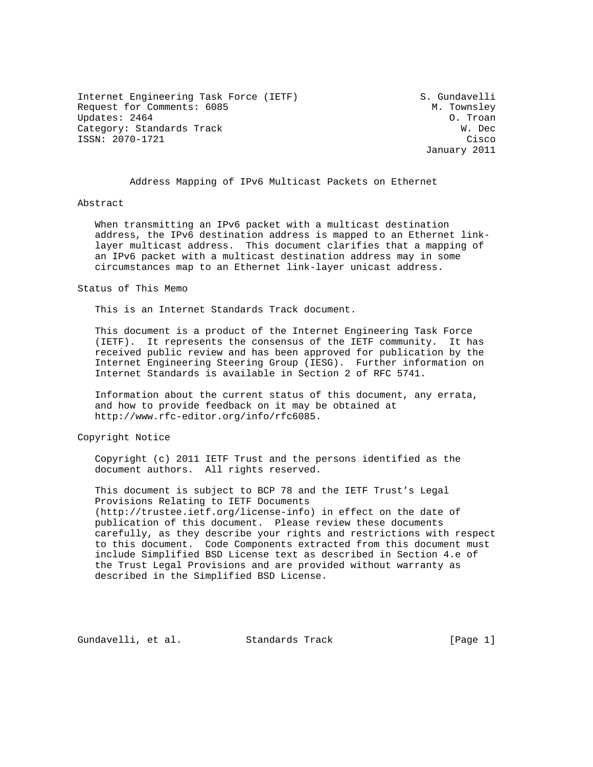Internet Engineering Task Force (IETF)                      S. Gundavelli
Request for Comments: 6085                                    M. Townsley
Updates: 2464                                                    O. Troan
Category: Standards Track                                          W. Dec
ISSN: 2070-1721                                                     Cisco
                                                             January 2011

# Address Mapping of IPv6 Multicast Packets on Ethernet

## Abstract

When transmitting an IPv6 packet with a multicast destination address, the IPv6 destination address is mapped to an Ethernet link-layer multicast address. This document clarifies that a mapping of an IPv6 packet with a multicast destination address may in some circumstances map to an Ethernet link-layer unicast address.

## Status of This Memo

This is an Internet Standards Track document.

This document is a product of the Internet Engineering Task Force (IETF). It represents the consensus of the IETF community. It has received public review and has been approved for publication by the Internet Engineering Steering Group (IESG). Further information on Internet Standards is available in Section 2 of RFC 5741.

Information about the current status of this document, any errata, and how to provide feedback on it may be obtained at http://www.rfc-editor.org/info/rfc6085.

## Copyright Notice

Copyright (c) 2011 IETF Trust and the persons identified as the document authors. All rights reserved.

This document is subject to BCP 78 and the IETF Trust's Legal Provisions Relating to IETF Documents (http://trustee.ietf.org/license-info) in effect on the date of publication of this document. Please review these documents carefully, as they describe your rights and restrictions with respect to this document. Code Components extracted from this document must include Simplified BSD License text as described in Section 4.e of the Trust Legal Provisions and are provided without warranty as described in the Simplified BSD License.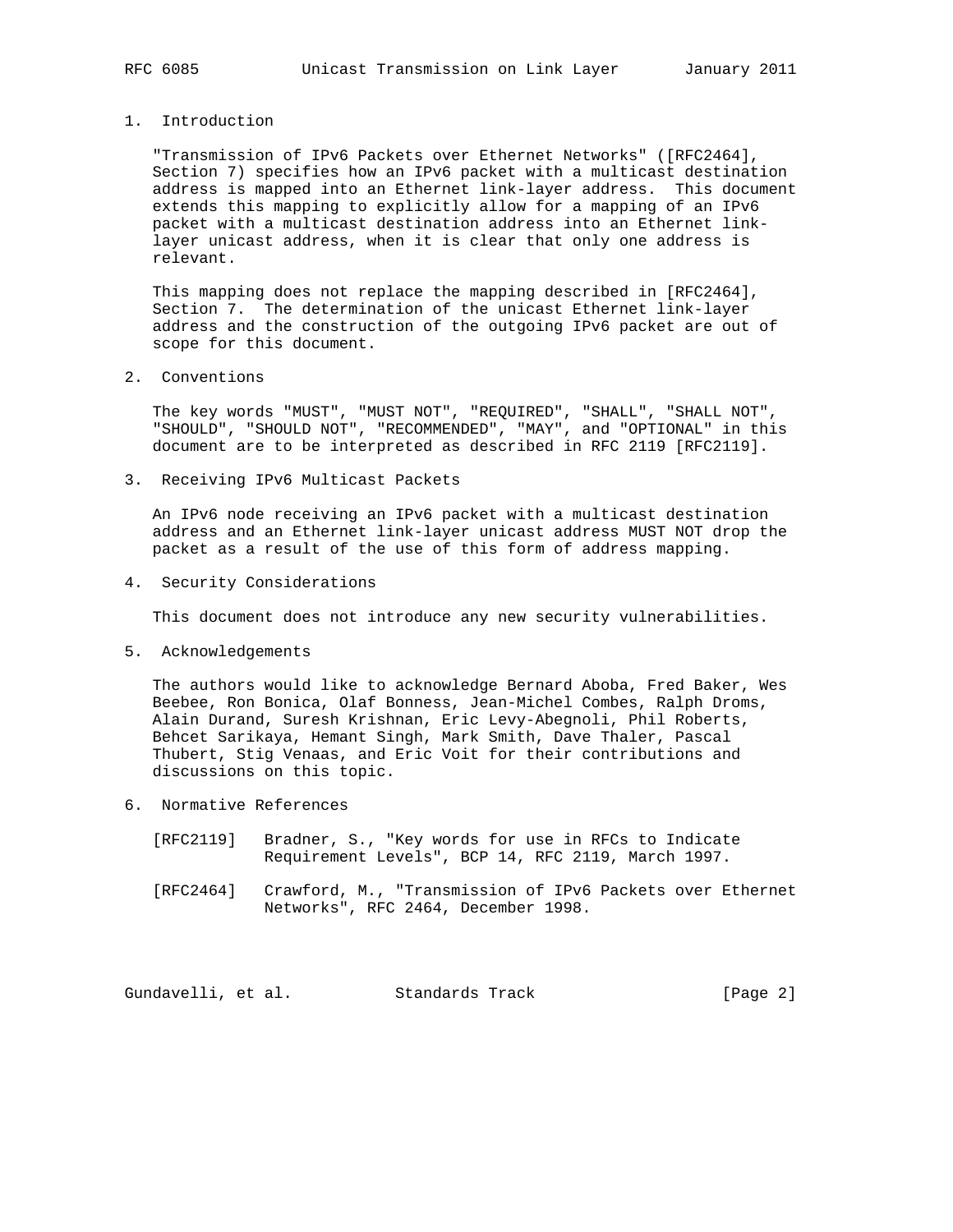## 1. Introduction

"Transmission of IPv6 Packets over Ethernet Networks" ([RFC2464], Section 7) specifies how an IPv6 packet with a multicast destination address is mapped into an Ethernet link-layer address. This document extends this mapping to explicitly allow for a mapping of an IPv6 packet with a multicast destination address into an Ethernet link-layer unicast address, when it is clear that only one address is relevant.

This mapping does not replace the mapping described in [RFC2464], Section 7. The determination of the unicast Ethernet link-layer address and the construction of the outgoing IPv6 packet are out of scope for this document.

## 2. Conventions

The key words "MUST", "MUST NOT", "REQUIRED", "SHALL", "SHALL NOT", "SHOULD", "SHOULD NOT", "RECOMMENDED", "MAY", and "OPTIONAL" in this document are to be interpreted as described in RFC 2119 [RFC2119].

## 3. Receiving IPv6 Multicast Packets

An IPv6 node receiving an IPv6 packet with a multicast destination address and an Ethernet link-layer unicast address MUST NOT drop the packet as a result of the use of this form of address mapping.

## 4. Security Considerations

This document does not introduce any new security vulnerabilities.

## 5. Acknowledgements

The authors would like to acknowledge Bernard Aboba, Fred Baker, Wes Beebee, Ron Bonica, Olaf Bonness, Jean-Michel Combes, Ralph Droms, Alain Durand, Suresh Krishnan, Eric Levy-Abegnoli, Phil Roberts, Behcet Sarikaya, Hemant Singh, Mark Smith, Dave Thaler, Pascal Thubert, Stig Venaas, and Eric Voit for their contributions and discussions on this topic.

## 6. Normative References

[RFC2119] Bradner, S., "Key words for use in RFCs to Indicate Requirement Levels", BCP 14, RFC 2119, March 1997.

[RFC2464] Crawford, M., "Transmission of IPv6 Packets over Ethernet Networks", RFC 2464, December 1998.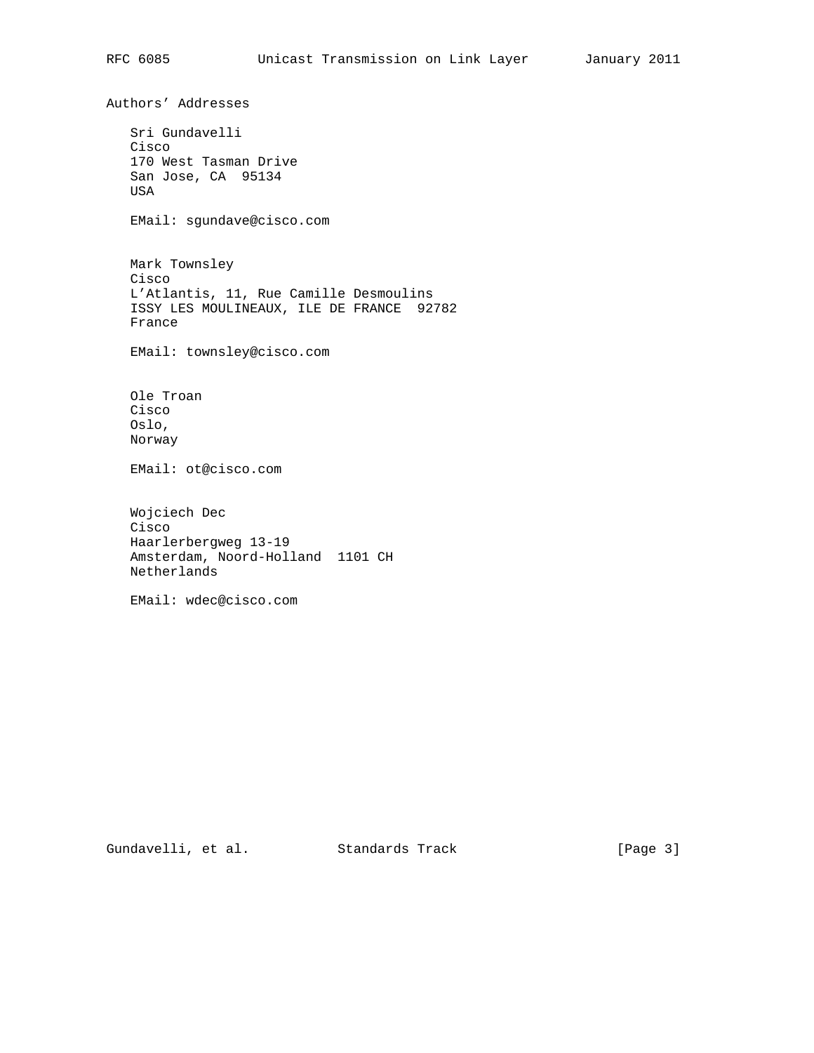## Authors' Addresses

Sri Gundavelli
Cisco
170 West Tasman Drive
San Jose, CA 95134
USA

EMail: sgundave@cisco.com

Mark Townsley
Cisco
L'Atlantis, 11, Rue Camille Desmoulins
ISSY LES MOULINEAUX, ILE DE FRANCE 92782
France

EMail: townsley@cisco.com

Ole Troan
Cisco
Oslo,
Norway

EMail: ot@cisco.com

Wojciech Dec
Cisco
Haarlerbergweg 13-19
Amsterdam, Noord-Holland 1101 CH
Netherlands

EMail: wdec@cisco.com